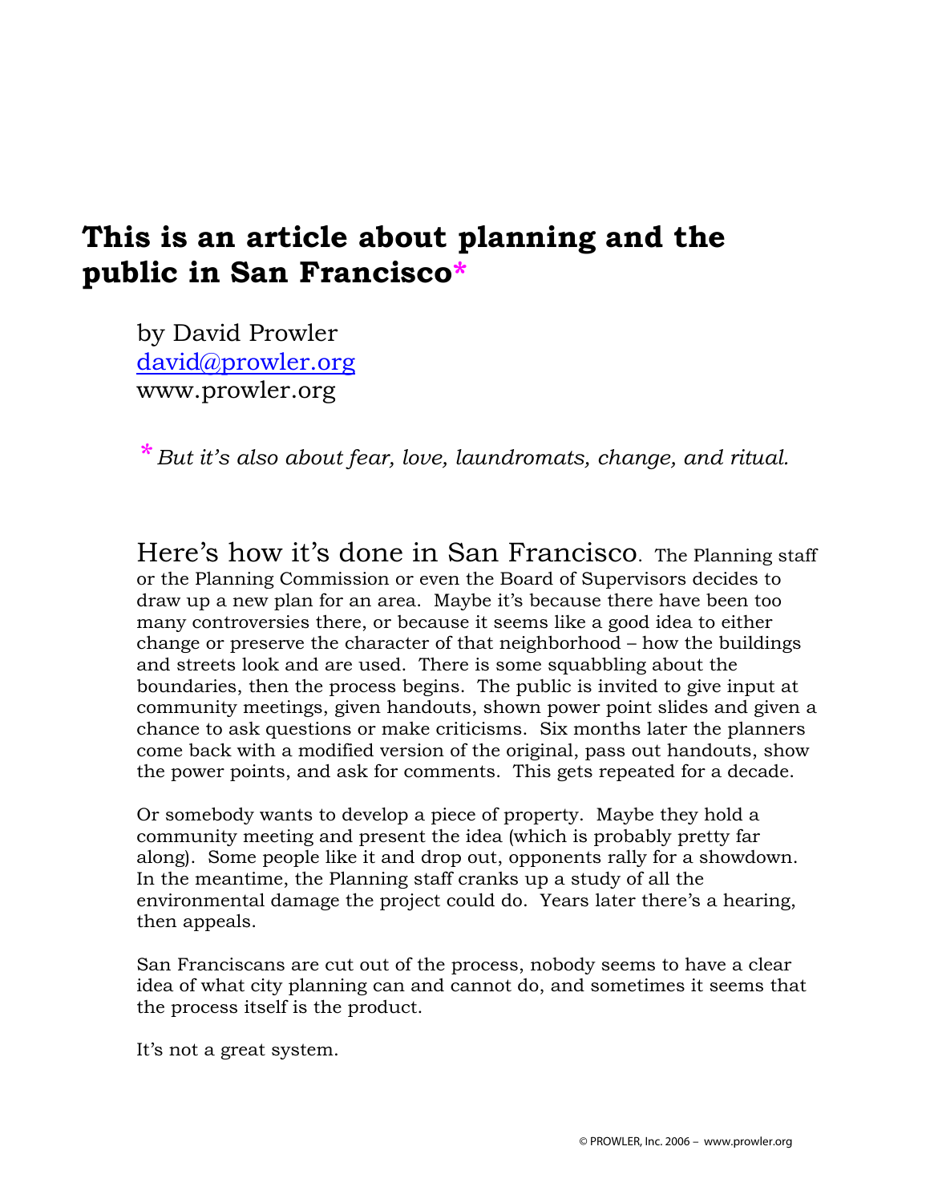# This is an article about planning and the public in San Francisco*

by David Prowler
david@prowler.org
www.prowler.org

*\* But it's also about fear, love, laundromats, change, and ritual.*

Here's how it's done in San Francisco. The Planning staff or the Planning Commission or even the Board of Supervisors decides to draw up a new plan for an area. Maybe it's because there have been too many controversies there, or because it seems like a good idea to either change or preserve the character of that neighborhood – how the buildings and streets look and are used. There is some squabbling about the boundaries, then the process begins. The public is invited to give input at community meetings, given handouts, shown power point slides and given a chance to ask questions or make criticisms. Six months later the planners come back with a modified version of the original, pass out handouts, show the power points, and ask for comments. This gets repeated for a decade.

Or somebody wants to develop a piece of property. Maybe they hold a community meeting and present the idea (which is probably pretty far along). Some people like it and drop out, opponents rally for a showdown. In the meantime, the Planning staff cranks up a study of all the environmental damage the project could do. Years later there's a hearing, then appeals.

San Franciscans are cut out of the process, nobody seems to have a clear idea of what city planning can and cannot do, and sometimes it seems that the process itself is the product.

It's not a great system.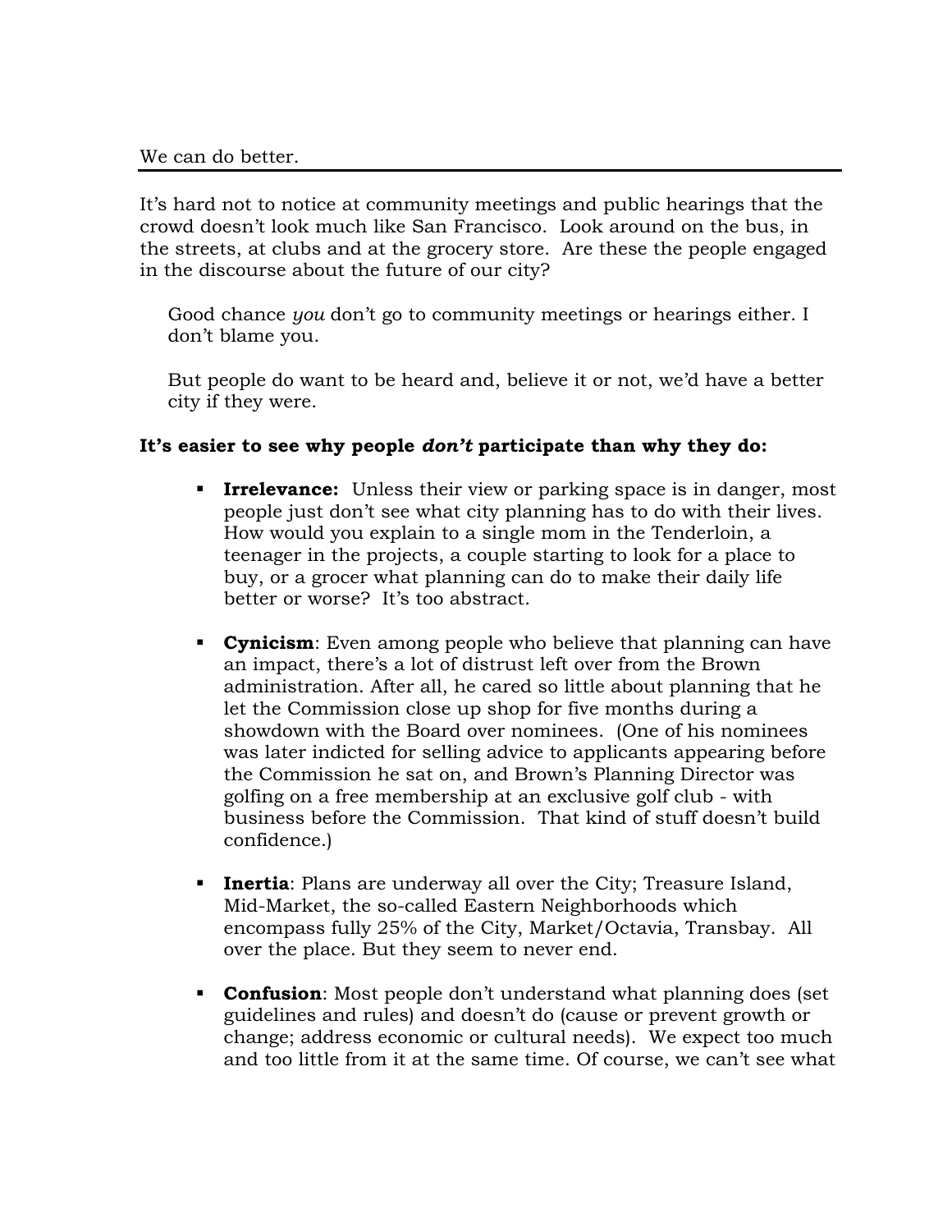We can do better.

---

It's hard not to notice at community meetings and public hearings that the crowd doesn't look much like San Francisco. Look around on the bus, in the streets, at clubs and at the grocery store. Are these the people engaged in the discourse about the future of our city?

> Good chance *you* don't go to community meetings or hearings either. I don't blame you.
>
> But people do want to be heard and, believe it or not, we'd have a better city if they were.

**It's easier to see why people *don't* participate than why they do:**

- **Irrelevance:** Unless their view or parking space is in danger, most people just don't see what city planning has to do with their lives. How would you explain to a single mom in the Tenderloin, a teenager in the projects, a couple starting to look for a place to buy, or a grocer what planning can do to make their daily life better or worse? It's too abstract.

- **Cynicism**: Even among people who believe that planning can have an impact, there's a lot of distrust left over from the Brown administration. After all, he cared so little about planning that he let the Commission close up shop for five months during a showdown with the Board over nominees. (One of his nominees was later indicted for selling advice to applicants appearing before the Commission he sat on, and Brown's Planning Director was golfing on a free membership at an exclusive golf club - with business before the Commission. That kind of stuff doesn't build confidence.)

- **Inertia**: Plans are underway all over the City; Treasure Island, Mid-Market, the so-called Eastern Neighborhoods which encompass fully 25% of the City, Market/Octavia, Transbay. All over the place. But they seem to never end.

- **Confusion**: Most people don't understand what planning does (set guidelines and rules) and doesn't do (cause or prevent growth or change; address economic or cultural needs). We expect too much and too little from it at the same time. Of course, we can't see what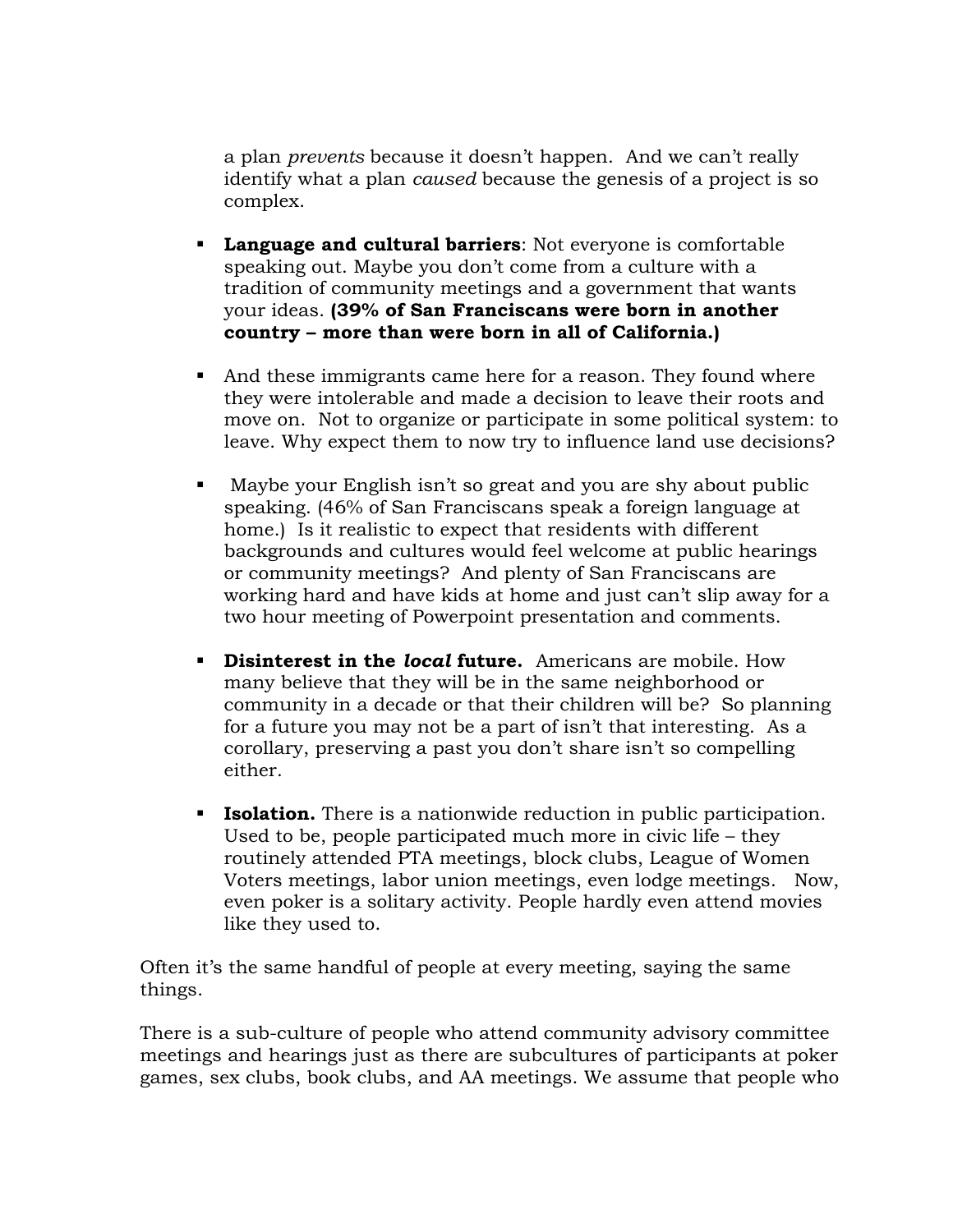a plan *prevents* because it doesn't happen. And we can't really identify what a plan *caused* because the genesis of a project is so complex.

- **Language and cultural barriers**: Not everyone is comfortable speaking out. Maybe you don't come from a culture with a tradition of community meetings and a government that wants your ideas. **(39% of San Franciscans were born in another country – more than were born in all of California.)**

- And these immigrants came here for a reason. They found where they were intolerable and made a decision to leave their roots and move on. Not to organize or participate in some political system: to leave. Why expect them to now try to influence land use decisions?

- Maybe your English isn't so great and you are shy about public speaking. (46% of San Franciscans speak a foreign language at home.) Is it realistic to expect that residents with different backgrounds and cultures would feel welcome at public hearings or community meetings? And plenty of San Franciscans are working hard and have kids at home and just can't slip away for a two hour meeting of Powerpoint presentation and comments.

- **Disinterest in the *local* future.** Americans are mobile. How many believe that they will be in the same neighborhood or community in a decade or that their children will be? So planning for a future you may not be a part of isn't that interesting. As a corollary, preserving a past you don't share isn't so compelling either.

- **Isolation.** There is a nationwide reduction in public participation. Used to be, people participated much more in civic life – they routinely attended PTA meetings, block clubs, League of Women Voters meetings, labor union meetings, even lodge meetings. Now, even poker is a solitary activity. People hardly even attend movies like they used to.

Often it's the same handful of people at every meeting, saying the same things.

There is a sub-culture of people who attend community advisory committee meetings and hearings just as there are subcultures of participants at poker games, sex clubs, book clubs, and AA meetings. We assume that people who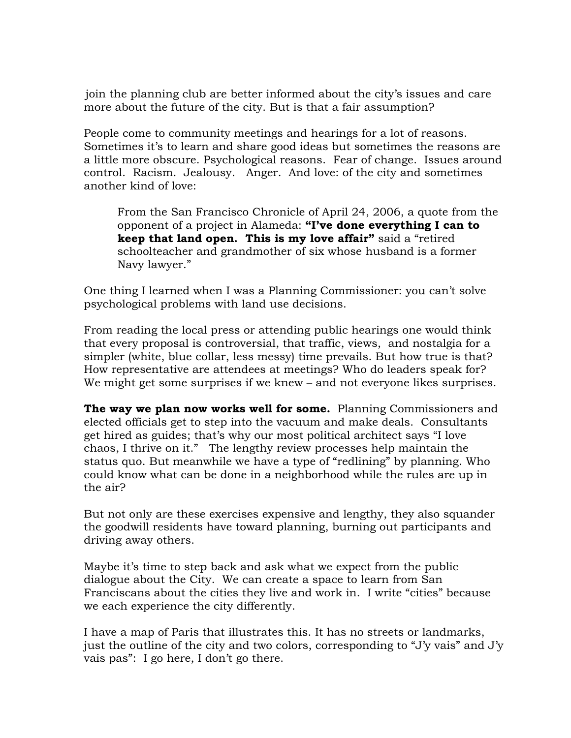join the planning club are better informed about the city's issues and care more about the future of the city. But is that a fair assumption?

People come to community meetings and hearings for a lot of reasons. Sometimes it's to learn and share good ideas but sometimes the reasons are a little more obscure. Psychological reasons. Fear of change. Issues around control. Racism. Jealousy. Anger. And love: of the city and sometimes another kind of love:

> From the San Francisco Chronicle of April 24, 2006, a quote from the opponent of a project in Alameda: **"I've done everything I can to keep that land open. This is my love affair"** said a "retired schoolteacher and grandmother of six whose husband is a former Navy lawyer."

One thing I learned when I was a Planning Commissioner: you can't solve psychological problems with land use decisions.

From reading the local press or attending public hearings one would think that every proposal is controversial, that traffic, views, and nostalgia for a simpler (white, blue collar, less messy) time prevails. But how true is that? How representative are attendees at meetings? Who do leaders speak for? We might get some surprises if we knew – and not everyone likes surprises.

**The way we plan now works well for some.** Planning Commissioners and elected officials get to step into the vacuum and make deals. Consultants get hired as guides; that's why our most political architect says "I love chaos, I thrive on it." The lengthy review processes help maintain the status quo. But meanwhile we have a type of "redlining" by planning. Who could know what can be done in a neighborhood while the rules are up in the air?

But not only are these exercises expensive and lengthy, they also squander the goodwill residents have toward planning, burning out participants and driving away others.

Maybe it's time to step back and ask what we expect from the public dialogue about the City. We can create a space to learn from San Franciscans about the cities they live and work in. I write "cities" because we each experience the city differently.

I have a map of Paris that illustrates this. It has no streets or landmarks, just the outline of the city and two colors, corresponding to "J'y vais" and J'y vais pas": I go here, I don't go there.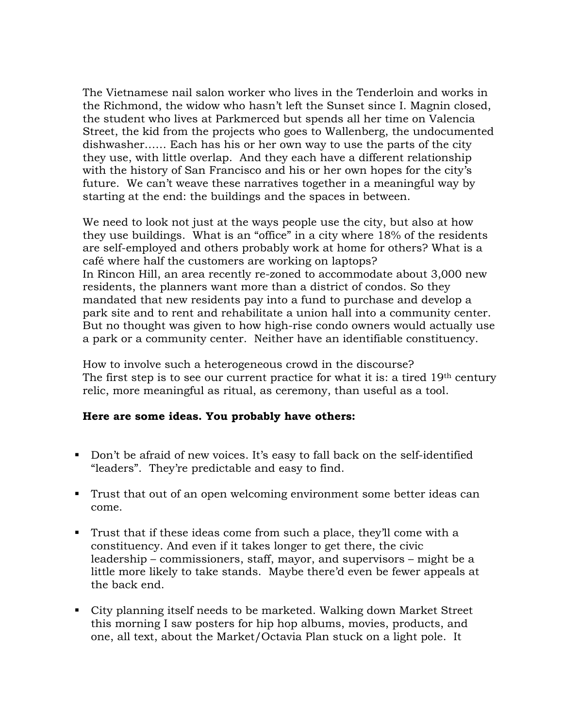The Vietnamese nail salon worker who lives in the Tenderloin and works in the Richmond, the widow who hasn't left the Sunset since I. Magnin closed, the student who lives at Parkmerced but spends all her time on Valencia Street, the kid from the projects who goes to Wallenberg, the undocumented dishwasher…… Each has his or her own way to use the parts of the city they use, with little overlap. And they each have a different relationship with the history of San Francisco and his or her own hopes for the city's future. We can't weave these narratives together in a meaningful way by starting at the end: the buildings and the spaces in between.

We need to look not just at the ways people use the city, but also at how they use buildings. What is an "office" in a city where 18% of the residents are self-employed and others probably work at home for others? What is a café where half the customers are working on laptops?
In Rincon Hill, an area recently re-zoned to accommodate about 3,000 new residents, the planners want more than a district of condos. So they mandated that new residents pay into a fund to purchase and develop a park site and to rent and rehabilitate a union hall into a community center. But no thought was given to how high-rise condo owners would actually use a park or a community center. Neither have an identifiable constituency.

How to involve such a heterogeneous crowd in the discourse?
The first step is to see our current practice for what it is: a tired 19th century relic, more meaningful as ritual, as ceremony, than useful as a tool.

**Here are some ideas. You probably have others:**

- Don't be afraid of new voices. It's easy to fall back on the self-identified "leaders". They're predictable and easy to find.
- Trust that out of an open welcoming environment some better ideas can come.
- Trust that if these ideas come from such a place, they'll come with a constituency. And even if it takes longer to get there, the civic leadership – commissioners, staff, mayor, and supervisors – might be a little more likely to take stands. Maybe there'd even be fewer appeals at the back end.
- City planning itself needs to be marketed. Walking down Market Street this morning I saw posters for hip hop albums, movies, products, and one, all text, about the Market/Octavia Plan stuck on a light pole. It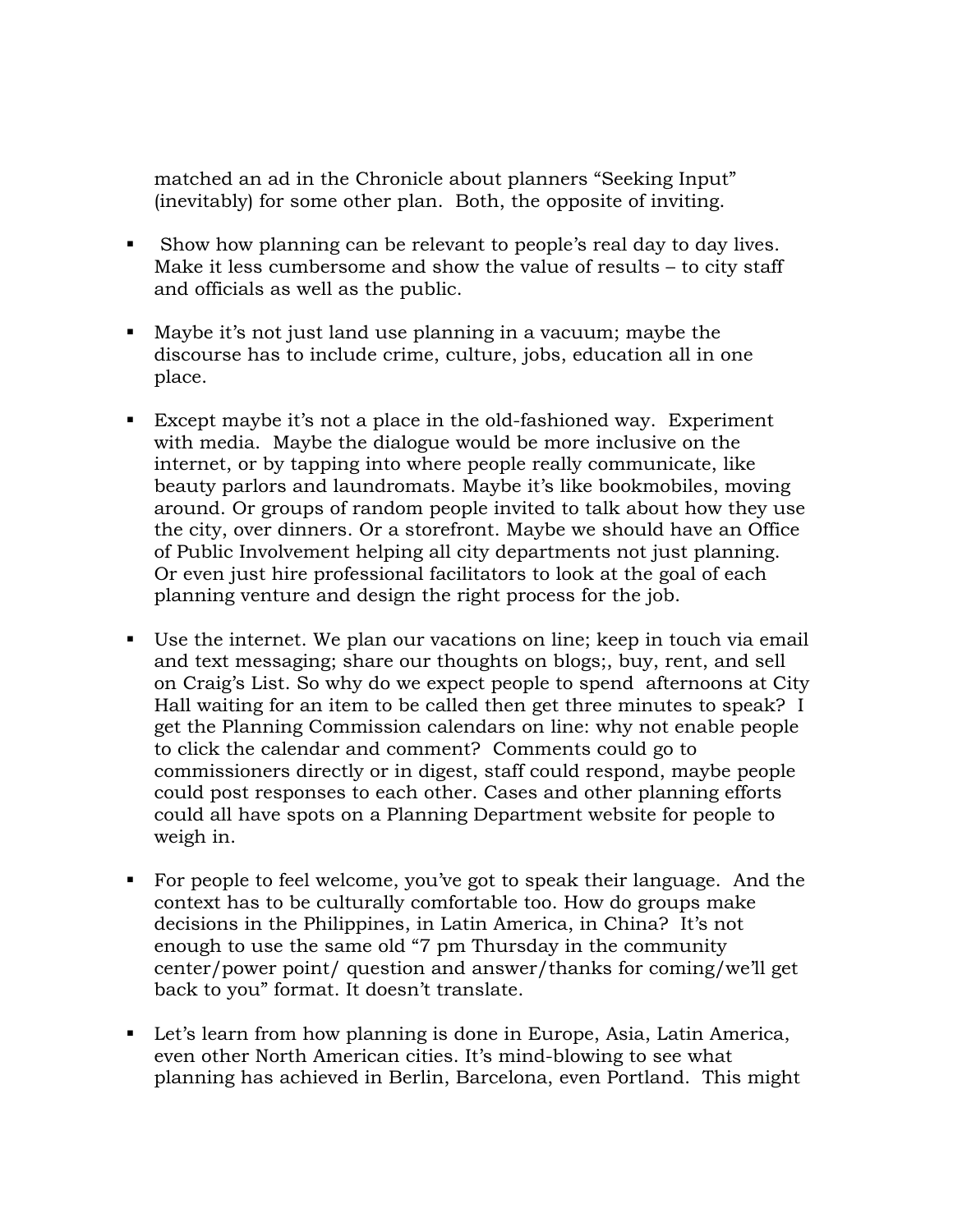matched an ad in the Chronicle about planners "Seeking Input" (inevitably) for some other plan. Both, the opposite of inviting.

- Show how planning can be relevant to people's real day to day lives. Make it less cumbersome and show the value of results – to city staff and officials as well as the public.

- Maybe it's not just land use planning in a vacuum; maybe the discourse has to include crime, culture, jobs, education all in one place.

- Except maybe it's not a place in the old-fashioned way. Experiment with media. Maybe the dialogue would be more inclusive on the internet, or by tapping into where people really communicate, like beauty parlors and laundromats. Maybe it's like bookmobiles, moving around. Or groups of random people invited to talk about how they use the city, over dinners. Or a storefront. Maybe we should have an Office of Public Involvement helping all city departments not just planning. Or even just hire professional facilitators to look at the goal of each planning venture and design the right process for the job.

- Use the internet. We plan our vacations on line; keep in touch via email and text messaging; share our thoughts on blogs;, buy, rent, and sell on Craig's List. So why do we expect people to spend afternoons at City Hall waiting for an item to be called then get three minutes to speak? I get the Planning Commission calendars on line: why not enable people to click the calendar and comment? Comments could go to commissioners directly or in digest, staff could respond, maybe people could post responses to each other. Cases and other planning efforts could all have spots on a Planning Department website for people to weigh in.

- For people to feel welcome, you've got to speak their language. And the context has to be culturally comfortable too. How do groups make decisions in the Philippines, in Latin America, in China? It's not enough to use the same old "7 pm Thursday in the community center/power point/ question and answer/thanks for coming/we'll get back to you" format. It doesn't translate.

- Let's learn from how planning is done in Europe, Asia, Latin America, even other North American cities. It's mind-blowing to see what planning has achieved in Berlin, Barcelona, even Portland. This might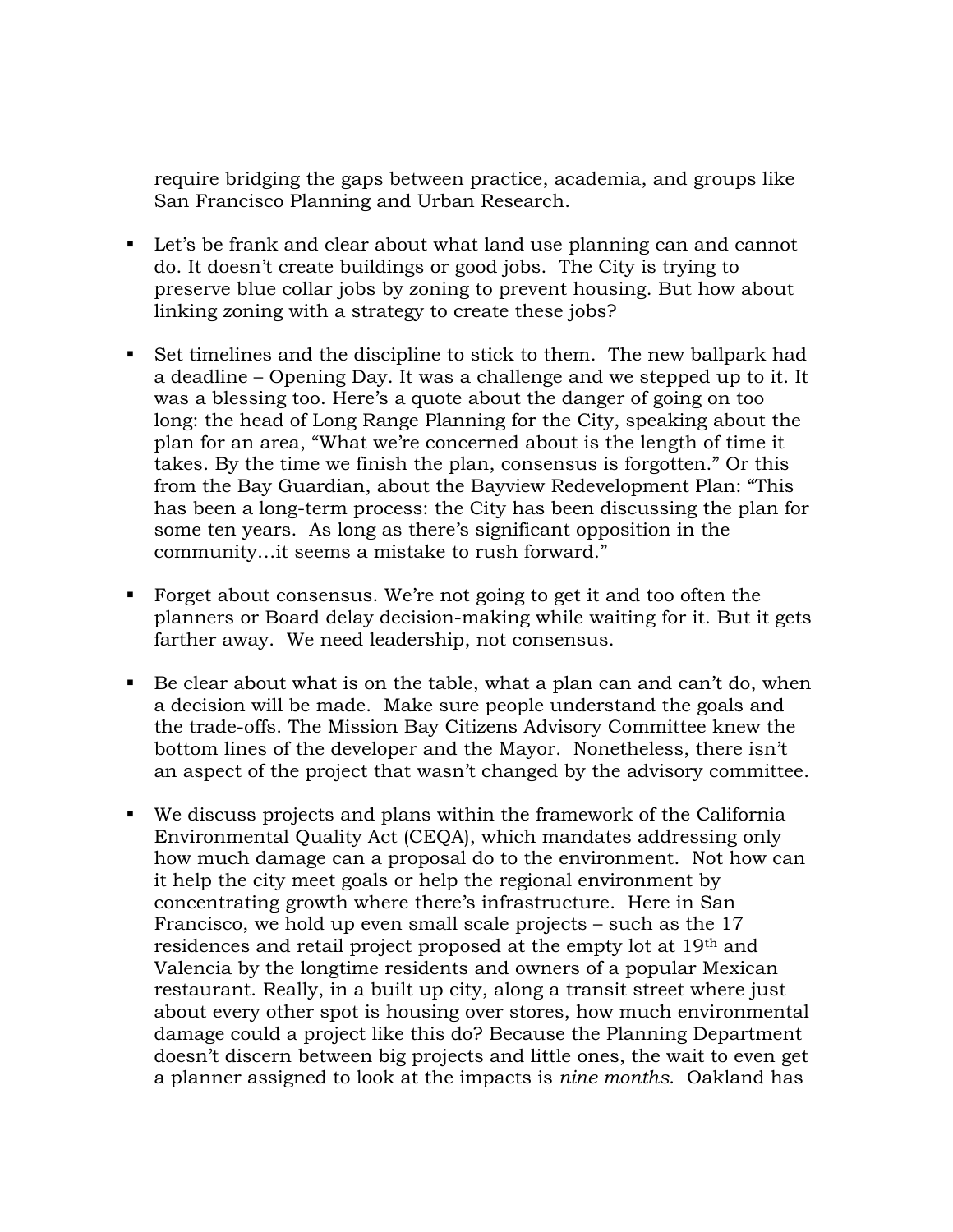require bridging the gaps between practice, academia, and groups like San Francisco Planning and Urban Research.

- Let's be frank and clear about what land use planning can and cannot do. It doesn't create buildings or good jobs. The City is trying to preserve blue collar jobs by zoning to prevent housing. But how about linking zoning with a strategy to create these jobs?

- Set timelines and the discipline to stick to them. The new ballpark had a deadline – Opening Day. It was a challenge and we stepped up to it. It was a blessing too. Here's a quote about the danger of going on too long: the head of Long Range Planning for the City, speaking about the plan for an area, "What we're concerned about is the length of time it takes. By the time we finish the plan, consensus is forgotten." Or this from the Bay Guardian, about the Bayview Redevelopment Plan: "This has been a long-term process: the City has been discussing the plan for some ten years. As long as there's significant opposition in the community…it seems a mistake to rush forward."

- Forget about consensus. We're not going to get it and too often the planners or Board delay decision-making while waiting for it. But it gets farther away. We need leadership, not consensus.

- Be clear about what is on the table, what a plan can and can't do, when a decision will be made. Make sure people understand the goals and the trade-offs. The Mission Bay Citizens Advisory Committee knew the bottom lines of the developer and the Mayor. Nonetheless, there isn't an aspect of the project that wasn't changed by the advisory committee.

- We discuss projects and plans within the framework of the California Environmental Quality Act (CEQA), which mandates addressing only how much damage can a proposal do to the environment. Not how can it help the city meet goals or help the regional environment by concentrating growth where there's infrastructure. Here in San Francisco, we hold up even small scale projects – such as the 17 residences and retail project proposed at the empty lot at 19th and Valencia by the longtime residents and owners of a popular Mexican restaurant. Really, in a built up city, along a transit street where just about every other spot is housing over stores, how much environmental damage could a project like this do? Because the Planning Department doesn't discern between big projects and little ones, the wait to even get a planner assigned to look at the impacts is *nine months*. Oakland has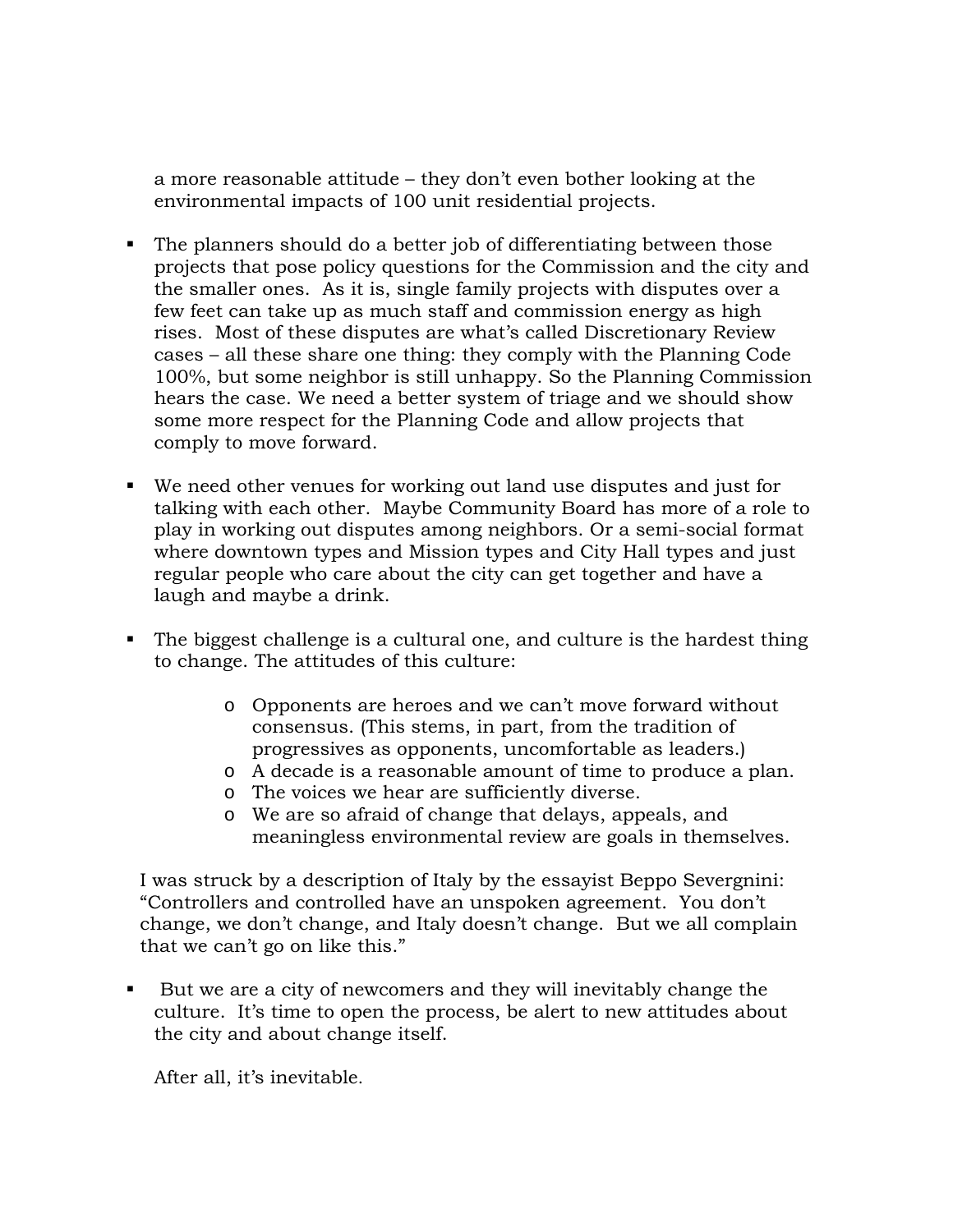a more reasonable attitude – they don't even bother looking at the environmental impacts of 100 unit residential projects.

- The planners should do a better job of differentiating between those projects that pose policy questions for the Commission and the city and the smaller ones. As it is, single family projects with disputes over a few feet can take up as much staff and commission energy as high rises. Most of these disputes are what's called Discretionary Review cases – all these share one thing: they comply with the Planning Code 100%, but some neighbor is still unhappy. So the Planning Commission hears the case. We need a better system of triage and we should show some more respect for the Planning Code and allow projects that comply to move forward.

- We need other venues for working out land use disputes and just for talking with each other. Maybe Community Board has more of a role to play in working out disputes among neighbors. Or a semi-social format where downtown types and Mission types and City Hall types and just regular people who care about the city can get together and have a laugh and maybe a drink.

- The biggest challenge is a cultural one, and culture is the hardest thing to change. The attitudes of this culture:

    - Opponents are heroes and we can't move forward without consensus. (This stems, in part, from the tradition of progressives as opponents, uncomfortable as leaders.)
    - A decade is a reasonable amount of time to produce a plan.
    - The voices we hear are sufficiently diverse.
    - We are so afraid of change that delays, appeals, and meaningless environmental review are goals in themselves.

I was struck by a description of Italy by the essayist Beppo Severgnini: "Controllers and controlled have an unspoken agreement. You don't change, we don't change, and Italy doesn't change. But we all complain that we can't go on like this."

- But we are a city of newcomers and they will inevitably change the culture. It's time to open the process, be alert to new attitudes about the city and about change itself.

  After all, it's inevitable.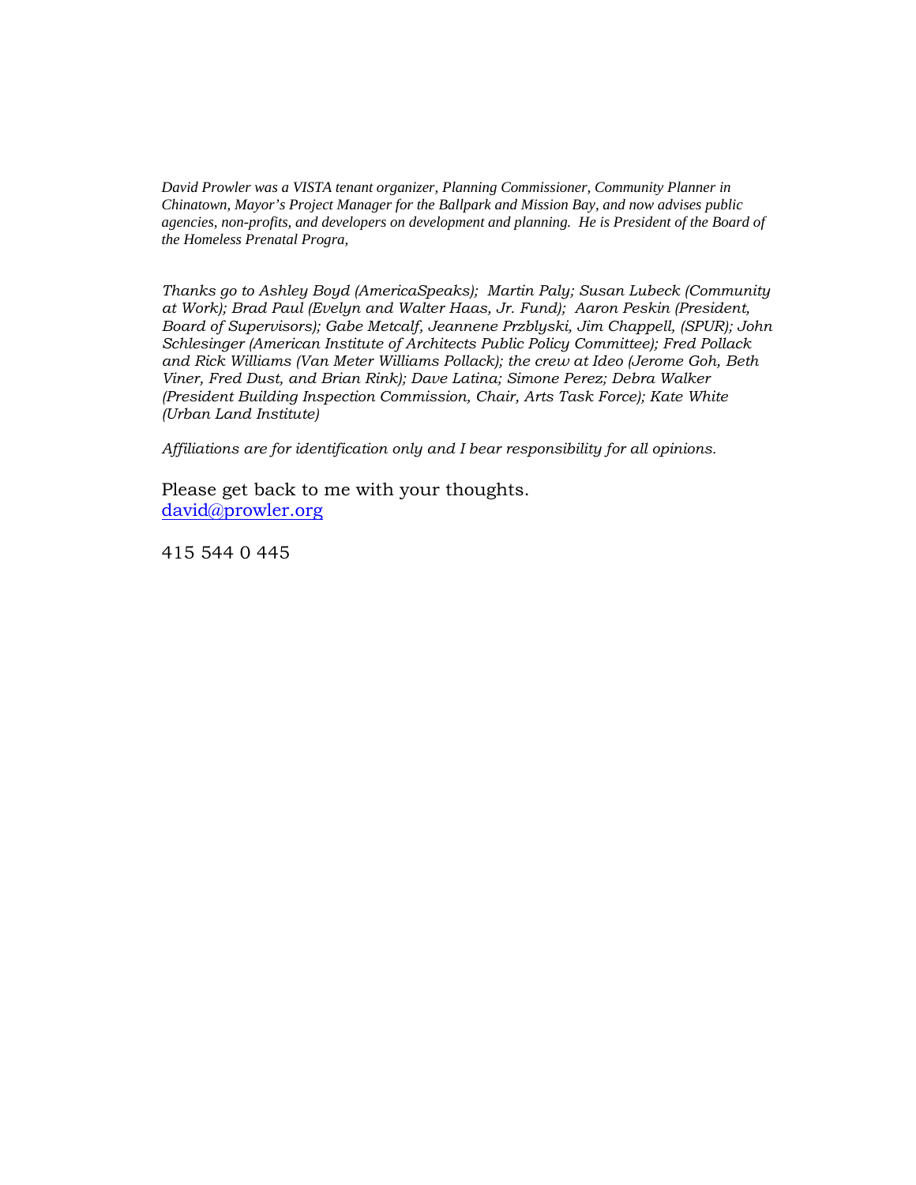*David Prowler was a VISTA tenant organizer, Planning Commissioner, Community Planner in Chinatown, Mayor's Project Manager for the Ballpark and Mission Bay, and now advises public agencies, non-profits, and developers on development and planning. He is President of the Board of the Homeless Prenatal Progra,*

*Thanks go to Ashley Boyd (AmericaSpeaks); Martin Paly; Susan Lubeck (Community at Work); Brad Paul (Evelyn and Walter Haas, Jr. Fund); Aaron Peskin (President, Board of Supervisors); Gabe Metcalf, Jeannene Przblyski, Jim Chappell, (SPUR); John Schlesinger (American Institute of Architects Public Policy Committee); Fred Pollack and Rick Williams (Van Meter Williams Pollack); the crew at Ideo (Jerome Goh, Beth Viner, Fred Dust, and Brian Rink); Dave Latina; Simone Perez; Debra Walker (President Building Inspection Commission, Chair, Arts Task Force); Kate White (Urban Land Institute)*

*Affiliations are for identification only and I bear responsibility for all opinions.*

Please get back to me with your thoughts.
[david@prowler.org](mailto:david@prowler.org)

415 544 0 445